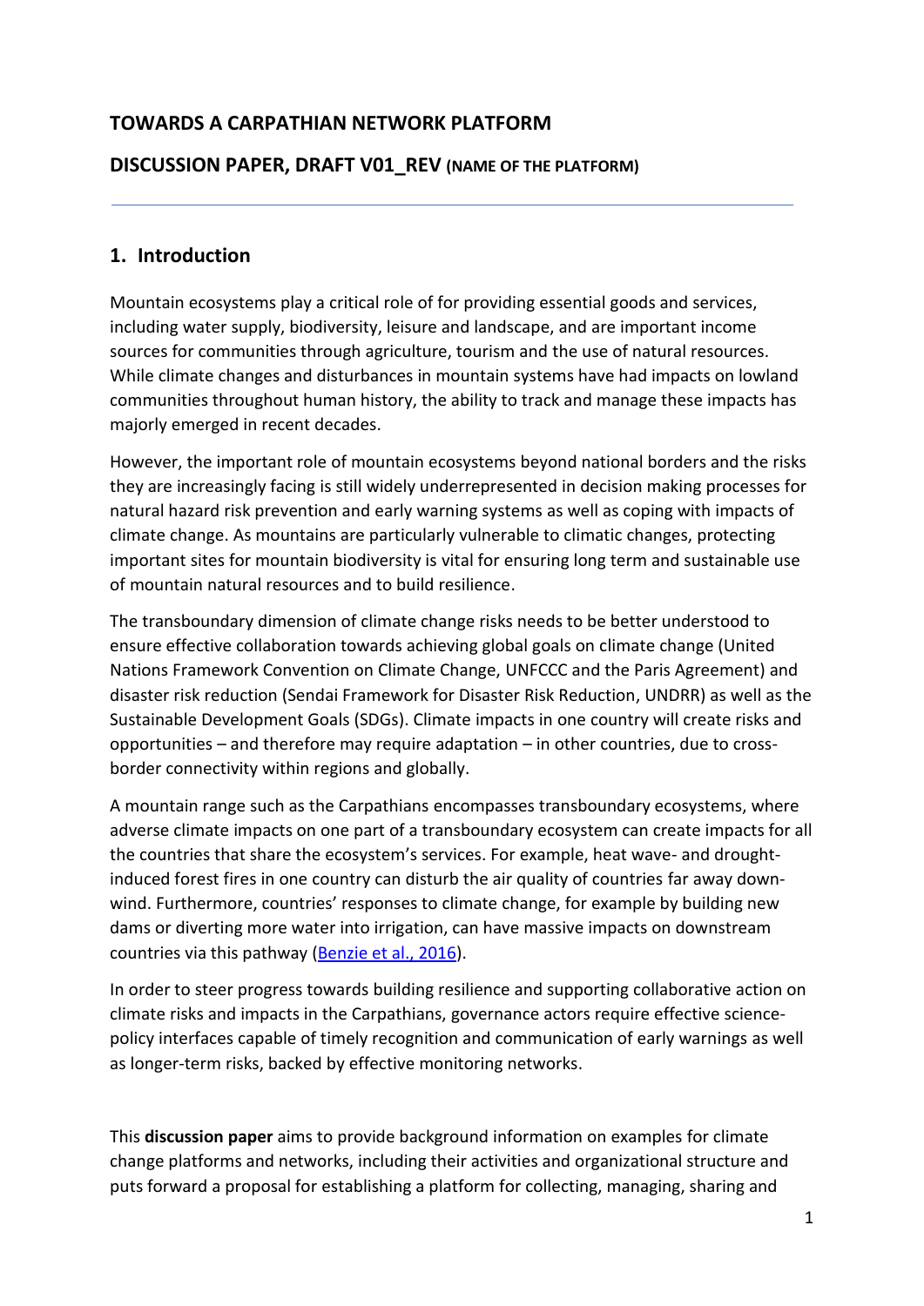# TOWARDS A CARPATHIAN NETWORK PLATFORM

## DISCUSSION PAPER, DRAFT V01_REV (NAME OF THE PLATFORM)

---

## 1. Introduction

Mountain ecosystems play a critical role of for providing essential goods and services, including water supply, biodiversity, leisure and landscape, and are important income sources for communities through agriculture, tourism and the use of natural resources. While climate changes and disturbances in mountain systems have had impacts on lowland communities throughout human history, the ability to track and manage these impacts has majorly emerged in recent decades.

However, the important role of mountain ecosystems beyond national borders and the risks they are increasingly facing is still widely underrepresented in decision making processes for natural hazard risk prevention and early warning systems as well as coping with impacts of climate change. As mountains are particularly vulnerable to climatic changes, protecting important sites for mountain biodiversity is vital for ensuring long term and sustainable use of mountain natural resources and to build resilience.

The transboundary dimension of climate change risks needs to be better understood to ensure effective collaboration towards achieving global goals on climate change (United Nations Framework Convention on Climate Change, UNFCCC and the Paris Agreement) and disaster risk reduction (Sendai Framework for Disaster Risk Reduction, UNDRR) as well as the Sustainable Development Goals (SDGs). Climate impacts in one country will create risks and opportunities – and therefore may require adaptation – in other countries, due to cross-border connectivity within regions and globally.

A mountain range such as the Carpathians encompasses transboundary ecosystems, where adverse climate impacts on one part of a transboundary ecosystem can create impacts for all the countries that share the ecosystem's services. For example, heat wave- and drought-induced forest fires in one country can disturb the air quality of countries far away down-wind. Furthermore, countries' responses to climate change, for example by building new dams or diverting more water into irrigation, can have massive impacts on downstream countries via this pathway (Benzie et al., 2016).

In order to steer progress towards building resilience and supporting collaborative action on climate risks and impacts in the Carpathians, governance actors require effective science-policy interfaces capable of timely recognition and communication of early warnings as well as longer-term risks, backed by effective monitoring networks.

This **discussion paper** aims to provide background information on examples for climate change platforms and networks, including their activities and organizational structure and puts forward a proposal for establishing a platform for collecting, managing, sharing and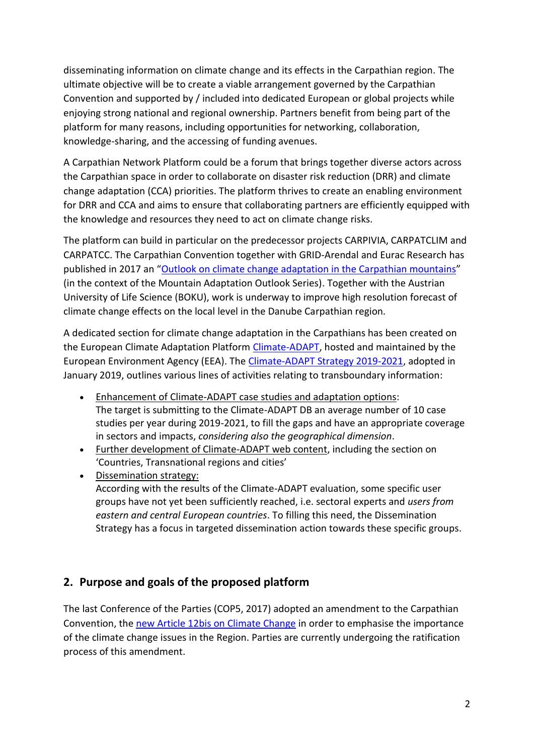disseminating information on climate change and its effects in the Carpathian region. The ultimate objective will be to create a viable arrangement governed by the Carpathian Convention and supported by / included into dedicated European or global projects while enjoying strong national and regional ownership. Partners benefit from being part of the platform for many reasons, including opportunities for networking, collaboration, knowledge-sharing, and the accessing of funding avenues.

A Carpathian Network Platform could be a forum that brings together diverse actors across the Carpathian space in order to collaborate on disaster risk reduction (DRR) and climate change adaptation (CCA) priorities. The platform thrives to create an enabling environment for DRR and CCA and aims to ensure that collaborating partners are efficiently equipped with the knowledge and resources they need to act on climate change risks.

The platform can build in particular on the predecessor projects CARPIVIA, CARPATCLIM and CARPATCC. The Carpathian Convention together with GRID-Arendal and Eurac Research has published in 2017 an "Outlook on climate change adaptation in the Carpathian mountains" (in the context of the Mountain Adaptation Outlook Series). Together with the Austrian University of Life Science (BOKU), work is underway to improve high resolution forecast of climate change effects on the local level in the Danube Carpathian region.

A dedicated section for climate change adaptation in the Carpathians has been created on the European Climate Adaptation Platform Climate-ADAPT, hosted and maintained by the European Environment Agency (EEA). The Climate-ADAPT Strategy 2019-2021, adopted in January 2019, outlines various lines of activities relating to transboundary information:

- Enhancement of Climate-ADAPT case studies and adaptation options:
  The target is submitting to the Climate-ADAPT DB an average number of 10 case studies per year during 2019-2021, to fill the gaps and have an appropriate coverage in sectors and impacts, *considering also the geographical dimension*.
- Further development of Climate-ADAPT web content, including the section on 'Countries, Transnational regions and cities'
- Dissemination strategy:
  According with the results of the Climate-ADAPT evaluation, some specific user groups have not yet been sufficiently reached, i.e. sectoral experts and *users from eastern and central European countries*. To filling this need, the Dissemination Strategy has a focus in targeted dissemination action towards these specific groups.

## 2. Purpose and goals of the proposed platform

The last Conference of the Parties (COP5, 2017) adopted an amendment to the Carpathian Convention, the new Article 12bis on Climate Change in order to emphasise the importance of the climate change issues in the Region. Parties are currently undergoing the ratification process of this amendment.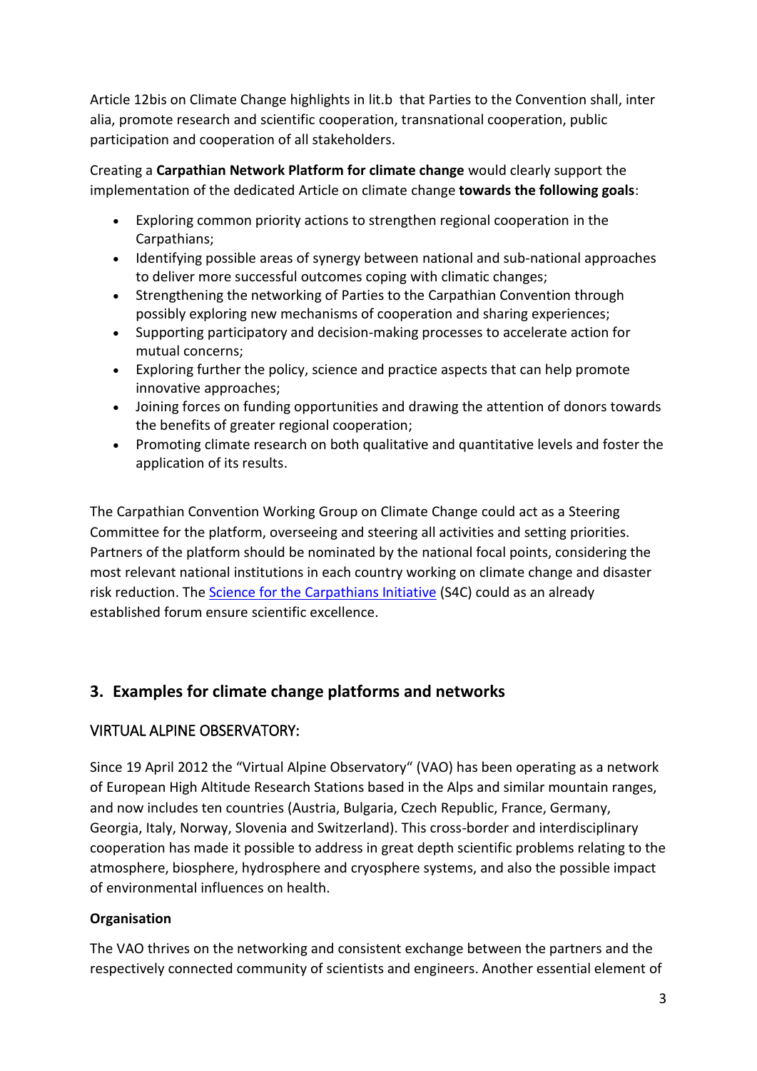Article 12bis on Climate Change highlights in lit.b that Parties to the Convention shall, inter alia, promote research and scientific cooperation, transnational cooperation, public participation and cooperation of all stakeholders.

Creating a **Carpathian Network Platform for climate change** would clearly support the implementation of the dedicated Article on climate change **towards the following goals**:

- Exploring common priority actions to strengthen regional cooperation in the Carpathians;
- Identifying possible areas of synergy between national and sub-national approaches to deliver more successful outcomes coping with climatic changes;
- Strengthening the networking of Parties to the Carpathian Convention through possibly exploring new mechanisms of cooperation and sharing experiences;
- Supporting participatory and decision-making processes to accelerate action for mutual concerns;
- Exploring further the policy, science and practice aspects that can help promote innovative approaches;
- Joining forces on funding opportunities and drawing the attention of donors towards the benefits of greater regional cooperation;
- Promoting climate research on both qualitative and quantitative levels and foster the application of its results.

The Carpathian Convention Working Group on Climate Change could act as a Steering Committee for the platform, overseeing and steering all activities and setting priorities. Partners of the platform should be nominated by the national focal points, considering the most relevant national institutions in each country working on climate change and disaster risk reduction. The Science for the Carpathians Initiative (S4C) could as an already established forum ensure scientific excellence.

## 3. Examples for climate change platforms and networks

### VIRTUAL ALPINE OBSERVATORY:

Since 19 April 2012 the "Virtual Alpine Observatory" (VAO) has been operating as a network of European High Altitude Research Stations based in the Alps and similar mountain ranges, and now includes ten countries (Austria, Bulgaria, Czech Republic, France, Germany, Georgia, Italy, Norway, Slovenia and Switzerland). This cross-border and interdisciplinary cooperation has made it possible to address in great depth scientific problems relating to the atmosphere, biosphere, hydrosphere and cryosphere systems, and also the possible impact of environmental influences on health.

**Organisation**

The VAO thrives on the networking and consistent exchange between the partners and the respectively connected community of scientists and engineers. Another essential element of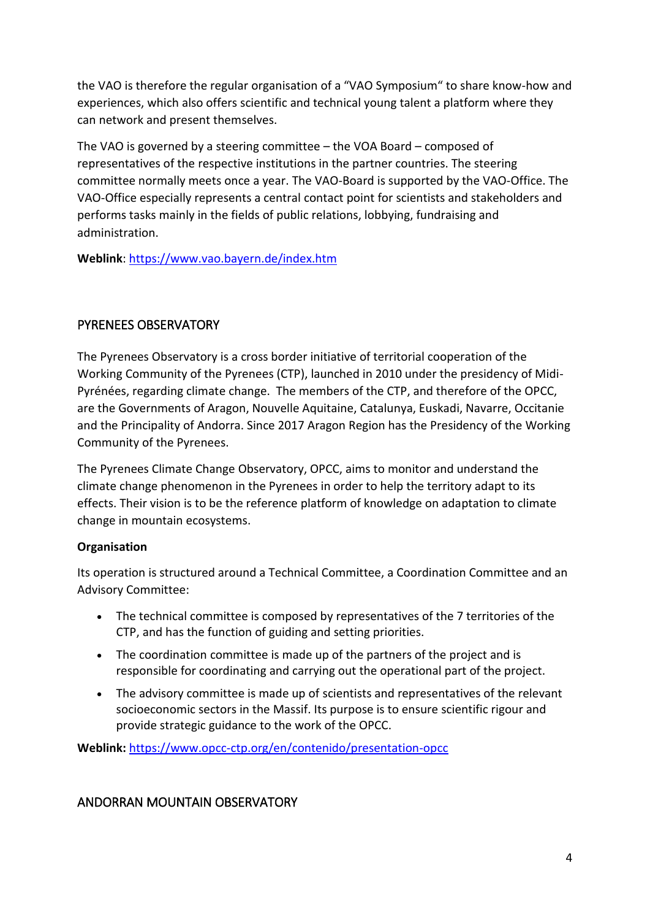the VAO is therefore the regular organisation of a "VAO Symposium" to share know-how and experiences, which also offers scientific and technical young talent a platform where they can network and present themselves.

The VAO is governed by a steering committee – the VOA Board – composed of representatives of the respective institutions in the partner countries. The steering committee normally meets once a year. The VAO-Board is supported by the VAO-Office. The VAO-Office especially represents a central contact point for scientists and stakeholders and performs tasks mainly in the fields of public relations, lobbying, fundraising and administration.

**Weblink**: https://www.vao.bayern.de/index.htm

## PYRENEES OBSERVATORY

The Pyrenees Observatory is a cross border initiative of territorial cooperation of the Working Community of the Pyrenees (CTP), launched in 2010 under the presidency of Midi-Pyrénées, regarding climate change. The members of the CTP, and therefore of the OPCC, are the Governments of Aragon, Nouvelle Aquitaine, Catalunya, Euskadi, Navarre, Occitanie and the Principality of Andorra. Since 2017 Aragon Region has the Presidency of the Working Community of the Pyrenees.

The Pyrenees Climate Change Observatory, OPCC, aims to monitor and understand the climate change phenomenon in the Pyrenees in order to help the territory adapt to its effects. Their vision is to be the reference platform of knowledge on adaptation to climate change in mountain ecosystems.

**Organisation**

Its operation is structured around a Technical Committee, a Coordination Committee and an Advisory Committee:

- The technical committee is composed by representatives of the 7 territories of the CTP, and has the function of guiding and setting priorities.
- The coordination committee is made up of the partners of the project and is responsible for coordinating and carrying out the operational part of the project.
- The advisory committee is made up of scientists and representatives of the relevant socioeconomic sectors in the Massif. Its purpose is to ensure scientific rigour and provide strategic guidance to the work of the OPCC.

**Weblink:** https://www.opcc-ctp.org/en/contenido/presentation-opcc

## ANDORRAN MOUNTAIN OBSERVATORY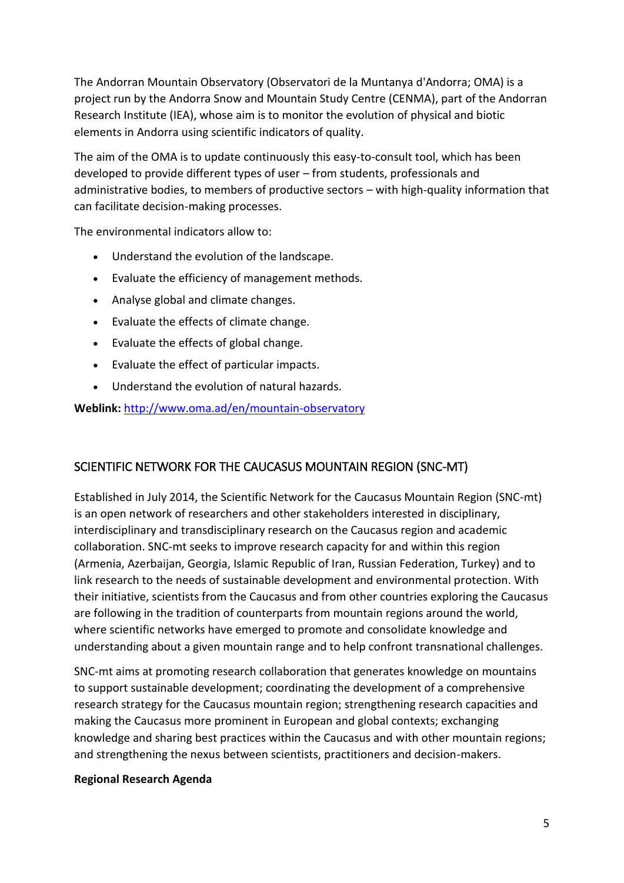The Andorran Mountain Observatory (Observatori de la Muntanya d'Andorra; OMA) is a project run by the Andorra Snow and Mountain Study Centre (CENMA), part of the Andorran Research Institute (IEA), whose aim is to monitor the evolution of physical and biotic elements in Andorra using scientific indicators of quality.

The aim of the OMA is to update continuously this easy-to-consult tool, which has been developed to provide different types of user – from students, professionals and administrative bodies, to members of productive sectors – with high-quality information that can facilitate decision-making processes.

The environmental indicators allow to:

- Understand the evolution of the landscape.
- Evaluate the efficiency of management methods.
- Analyse global and climate changes.
- Evaluate the effects of climate change.
- Evaluate the effects of global change.
- Evaluate the effect of particular impacts.
- Understand the evolution of natural hazards.

**Weblink:** http://www.oma.ad/en/mountain-observatory

## SCIENTIFIC NETWORK FOR THE CAUCASUS MOUNTAIN REGION (SNC-MT)

Established in July 2014, the Scientific Network for the Caucasus Mountain Region (SNC-mt) is an open network of researchers and other stakeholders interested in disciplinary, interdisciplinary and transdisciplinary research on the Caucasus region and academic collaboration. SNC-mt seeks to improve research capacity for and within this region (Armenia, Azerbaijan, Georgia, Islamic Republic of Iran, Russian Federation, Turkey) and to link research to the needs of sustainable development and environmental protection. With their initiative, scientists from the Caucasus and from other countries exploring the Caucasus are following in the tradition of counterparts from mountain regions around the world, where scientific networks have emerged to promote and consolidate knowledge and understanding about a given mountain range and to help confront transnational challenges.

SNC-mt aims at promoting research collaboration that generates knowledge on mountains to support sustainable development; coordinating the development of a comprehensive research strategy for the Caucasus mountain region; strengthening research capacities and making the Caucasus more prominent in European and global contexts; exchanging knowledge and sharing best practices within the Caucasus and with other mountain regions; and strengthening the nexus between scientists, practitioners and decision-makers.

**Regional Research Agenda**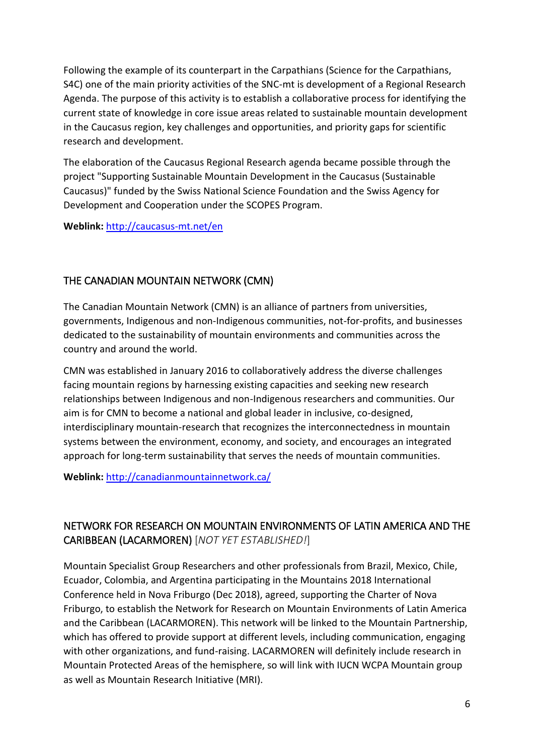Following the example of its counterpart in the Carpathians (Science for the Carpathians, S4C) one of the main priority activities of the SNC-mt is development of a Regional Research Agenda. The purpose of this activity is to establish a collaborative process for identifying the current state of knowledge in core issue areas related to sustainable mountain development in the Caucasus region, key challenges and opportunities, and priority gaps for scientific research and development.

The elaboration of the Caucasus Regional Research agenda became possible through the project "Supporting Sustainable Mountain Development in the Caucasus (Sustainable Caucasus)" funded by the Swiss National Science Foundation and the Swiss Agency for Development and Cooperation under the SCOPES Program.

**Weblink:** [http://caucasus-mt.net/en](http://caucasus-mt.net/en)

## THE CANADIAN MOUNTAIN NETWORK (CMN)

The Canadian Mountain Network (CMN) is an alliance of partners from universities, governments, Indigenous and non-Indigenous communities, not-for-profits, and businesses dedicated to the sustainability of mountain environments and communities across the country and around the world.

CMN was established in January 2016 to collaboratively address the diverse challenges facing mountain regions by harnessing existing capacities and seeking new research relationships between Indigenous and non-Indigenous researchers and communities. Our aim is for CMN to become a national and global leader in inclusive, co-designed, interdisciplinary mountain-research that recognizes the interconnectedness in mountain systems between the environment, economy, and society, and encourages an integrated approach for long-term sustainability that serves the needs of mountain communities.

**Weblink:** [http://canadianmountainnetwork.ca/](http://canadianmountainnetwork.ca/)

## NETWORK FOR RESEARCH ON MOUNTAIN ENVIRONMENTS OF LATIN AMERICA AND THE CARIBBEAN (LACARMOREN) [*NOT YET ESTABLISHED!*]

Mountain Specialist Group Researchers and other professionals from Brazil, Mexico, Chile, Ecuador, Colombia, and Argentina participating in the Mountains 2018 International Conference held in Nova Friburgo (Dec 2018), agreed, supporting the Charter of Nova Friburgo, to establish the Network for Research on Mountain Environments of Latin America and the Caribbean (LACARMOREN). This network will be linked to the Mountain Partnership, which has offered to provide support at different levels, including communication, engaging with other organizations, and fund-raising. LACARMOREN will definitely include research in Mountain Protected Areas of the hemisphere, so will link with IUCN WCPA Mountain group as well as Mountain Research Initiative (MRI).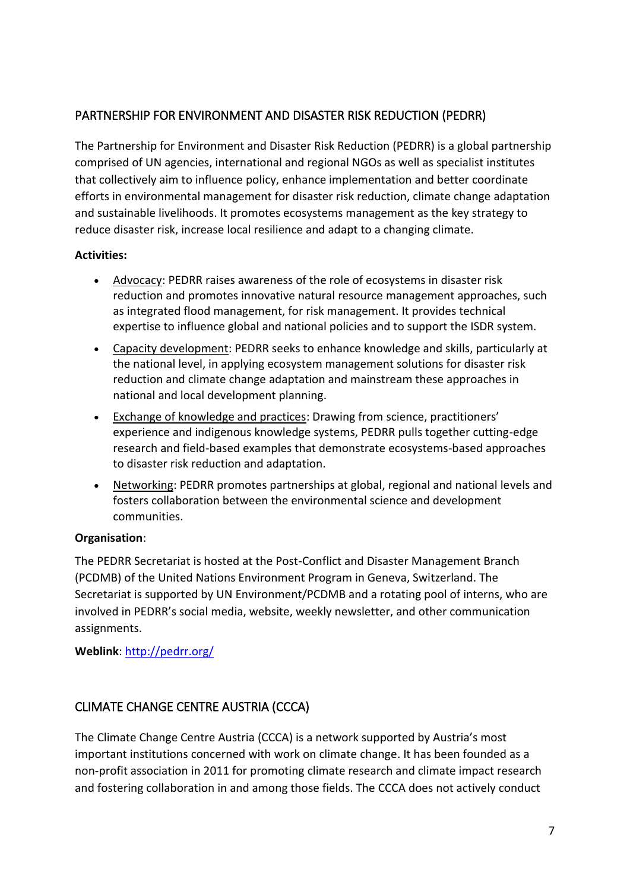## PARTNERSHIP FOR ENVIRONMENT AND DISASTER RISK REDUCTION (PEDRR)

The Partnership for Environment and Disaster Risk Reduction (PEDRR) is a global partnership comprised of UN agencies, international and regional NGOs as well as specialist institutes that collectively aim to influence policy, enhance implementation and better coordinate efforts in environmental management for disaster risk reduction, climate change adaptation and sustainable livelihoods. It promotes ecosystems management as the key strategy to reduce disaster risk, increase local resilience and adapt to a changing climate.

**Activities:**

- Advocacy: PEDRR raises awareness of the role of ecosystems in disaster risk reduction and promotes innovative natural resource management approaches, such as integrated flood management, for risk management. It provides technical expertise to influence global and national policies and to support the ISDR system.
- Capacity development: PEDRR seeks to enhance knowledge and skills, particularly at the national level, in applying ecosystem management solutions for disaster risk reduction and climate change adaptation and mainstream these approaches in national and local development planning.
- Exchange of knowledge and practices: Drawing from science, practitioners' experience and indigenous knowledge systems, PEDRR pulls together cutting-edge research and field-based examples that demonstrate ecosystems-based approaches to disaster risk reduction and adaptation.
- Networking: PEDRR promotes partnerships at global, regional and national levels and fosters collaboration between the environmental science and development communities.

**Organisation**:

The PEDRR Secretariat is hosted at the Post-Conflict and Disaster Management Branch (PCDMB) of the United Nations Environment Program in Geneva, Switzerland. The Secretariat is supported by UN Environment/PCDMB and a rotating pool of interns, who are involved in PEDRR's social media, website, weekly newsletter, and other communication assignments.

**Weblink**: http://pedrr.org/

## CLIMATE CHANGE CENTRE AUSTRIA (CCCA)

The Climate Change Centre Austria (CCCA) is a network supported by Austria's most important institutions concerned with work on climate change. It has been founded as a non-profit association in 2011 for promoting climate research and climate impact research and fostering collaboration in and among those fields. The CCCA does not actively conduct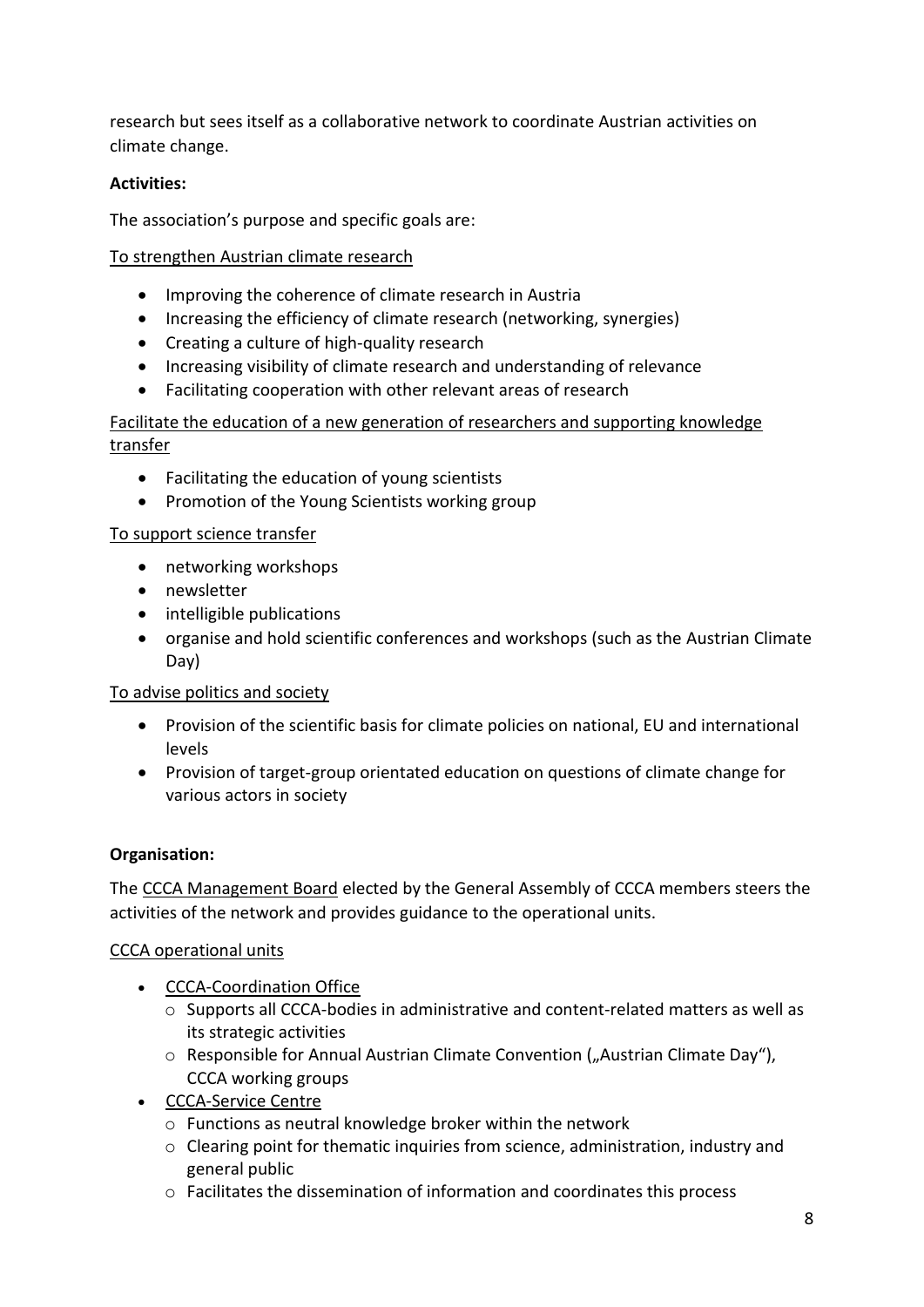research but sees itself as a collaborative network to coordinate Austrian activities on climate change.

**Activities:**

The association's purpose and specific goals are:

To strengthen Austrian climate research

- Improving the coherence of climate research in Austria
- Increasing the efficiency of climate research (networking, synergies)
- Creating a culture of high-quality research
- Increasing visibility of climate research and understanding of relevance
- Facilitating cooperation with other relevant areas of research

Facilitate the education of a new generation of researchers and supporting knowledge transfer

- Facilitating the education of young scientists
- Promotion of the Young Scientists working group

To support science transfer

- networking workshops
- newsletter
- intelligible publications
- organise and hold scientific conferences and workshops (such as the Austrian Climate Day)

To advise politics and society

- Provision of the scientific basis for climate policies on national, EU and international levels
- Provision of target-group orientated education on questions of climate change for various actors in society

**Organisation:**

The CCCA Management Board elected by the General Assembly of CCCA members steers the activities of the network and provides guidance to the operational units.

CCCA operational units

- CCCA-Coordination Office
  - Supports all CCCA-bodies in administrative and content-related matters as well as its strategic activities
  - Responsible for Annual Austrian Climate Convention („Austrian Climate Day"), CCCA working groups
- CCCA-Service Centre
  - Functions as neutral knowledge broker within the network
  - Clearing point for thematic inquiries from science, administration, industry and general public
  - Facilitates the dissemination of information and coordinates this process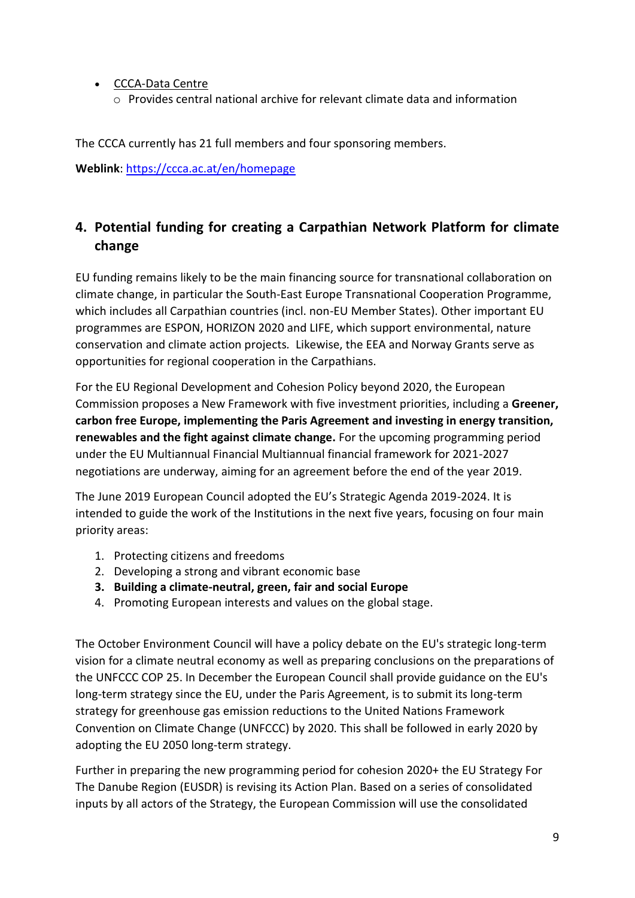- CCCA-Data Centre
  - Provides central national archive for relevant climate data and information

The CCCA currently has 21 full members and four sponsoring members.

**Weblink**: https://ccca.ac.at/en/homepage

## 4. Potential funding for creating a Carpathian Network Platform for climate change

EU funding remains likely to be the main financing source for transnational collaboration on climate change, in particular the South-East Europe Transnational Cooperation Programme, which includes all Carpathian countries (incl. non-EU Member States). Other important EU programmes are ESPON, HORIZON 2020 and LIFE, which support environmental, nature conservation and climate action projects. Likewise, the EEA and Norway Grants serve as opportunities for regional cooperation in the Carpathians.

For the EU Regional Development and Cohesion Policy beyond 2020, the European Commission proposes a New Framework with five investment priorities, including a **Greener, carbon free Europe, implementing the Paris Agreement and investing in energy transition, renewables and the fight against climate change.** For the upcoming programming period under the EU Multiannual Financial Multiannual financial framework for 2021-2027 negotiations are underway, aiming for an agreement before the end of the year 2019.

The June 2019 European Council adopted the EU's Strategic Agenda 2019-2024. It is intended to guide the work of the Institutions in the next five years, focusing on four main priority areas:

1. Protecting citizens and freedoms
2. Developing a strong and vibrant economic base
3. **Building a climate-neutral, green, fair and social Europe**
4. Promoting European interests and values on the global stage.

The October Environment Council will have a policy debate on the EU's strategic long-term vision for a climate neutral economy as well as preparing conclusions on the preparations of the UNFCCC COP 25. In December the European Council shall provide guidance on the EU's long-term strategy since the EU, under the Paris Agreement, is to submit its long-term strategy for greenhouse gas emission reductions to the United Nations Framework Convention on Climate Change (UNFCCC) by 2020. This shall be followed in early 2020 by adopting the EU 2050 long-term strategy.

Further in preparing the new programming period for cohesion 2020+ the EU Strategy For The Danube Region (EUSDR) is revising its Action Plan. Based on a series of consolidated inputs by all actors of the Strategy, the European Commission will use the consolidated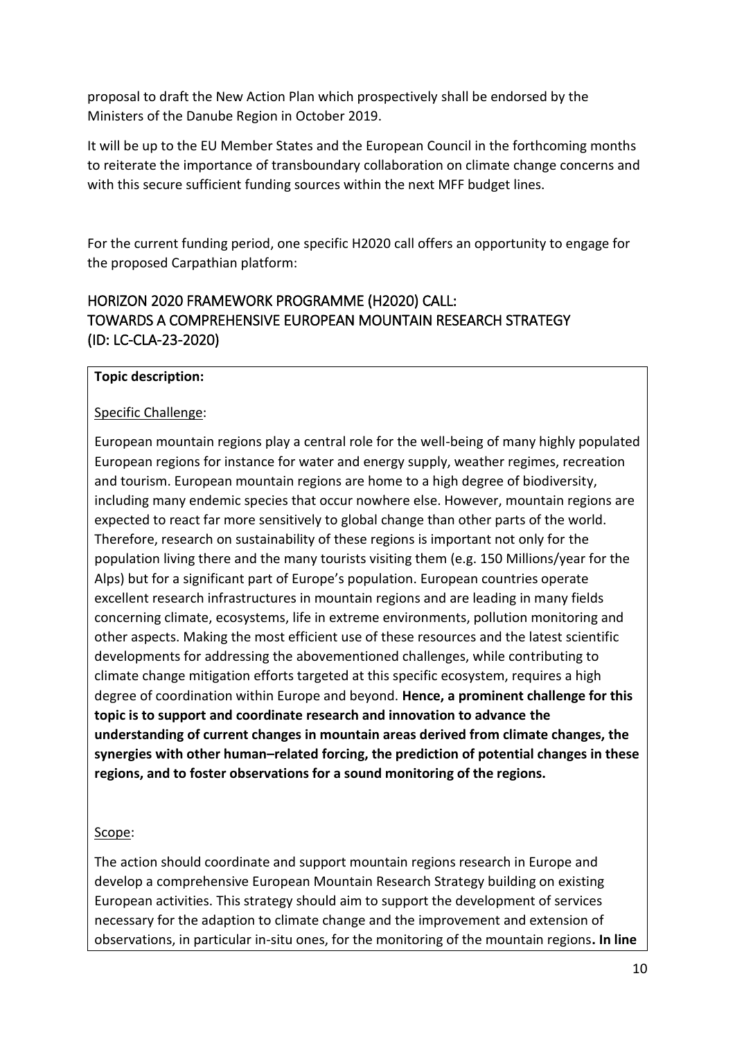proposal to draft the New Action Plan which prospectively shall be endorsed by the Ministers of the Danube Region in October 2019.

It will be up to the EU Member States and the European Council in the forthcoming months to reiterate the importance of transboundary collaboration on climate change concerns and with this secure sufficient funding sources within the next MFF budget lines.

For the current funding period, one specific H2020 call offers an opportunity to engage for the proposed Carpathian platform:

## HORIZON 2020 FRAMEWORK PROGRAMME (H2020) CALL: TOWARDS A COMPREHENSIVE EUROPEAN MOUNTAIN RESEARCH STRATEGY (ID: LC-CLA-23-2020)

**Topic description:**

Specific Challenge:

European mountain regions play a central role for the well-being of many highly populated European regions for instance for water and energy supply, weather regimes, recreation and tourism. European mountain regions are home to a high degree of biodiversity, including many endemic species that occur nowhere else. However, mountain regions are expected to react far more sensitively to global change than other parts of the world. Therefore, research on sustainability of these regions is important not only for the population living there and the many tourists visiting them (e.g. 150 Millions/year for the Alps) but for a significant part of Europe's population. European countries operate excellent research infrastructures in mountain regions and are leading in many fields concerning climate, ecosystems, life in extreme environments, pollution monitoring and other aspects. Making the most efficient use of these resources and the latest scientific developments for addressing the abovementioned challenges, while contributing to climate change mitigation efforts targeted at this specific ecosystem, requires a high degree of coordination within Europe and beyond. **Hence, a prominent challenge for this topic is to support and coordinate research and innovation to advance the understanding of current changes in mountain areas derived from climate changes, the synergies with other human–related forcing, the prediction of potential changes in these regions, and to foster observations for a sound monitoring of the regions.**

Scope:

The action should coordinate and support mountain regions research in Europe and develop a comprehensive European Mountain Research Strategy building on existing European activities. This strategy should aim to support the development of services necessary for the adaption to climate change and the improvement and extension of observations, in particular in-situ ones, for the monitoring of the mountain regions**. In line**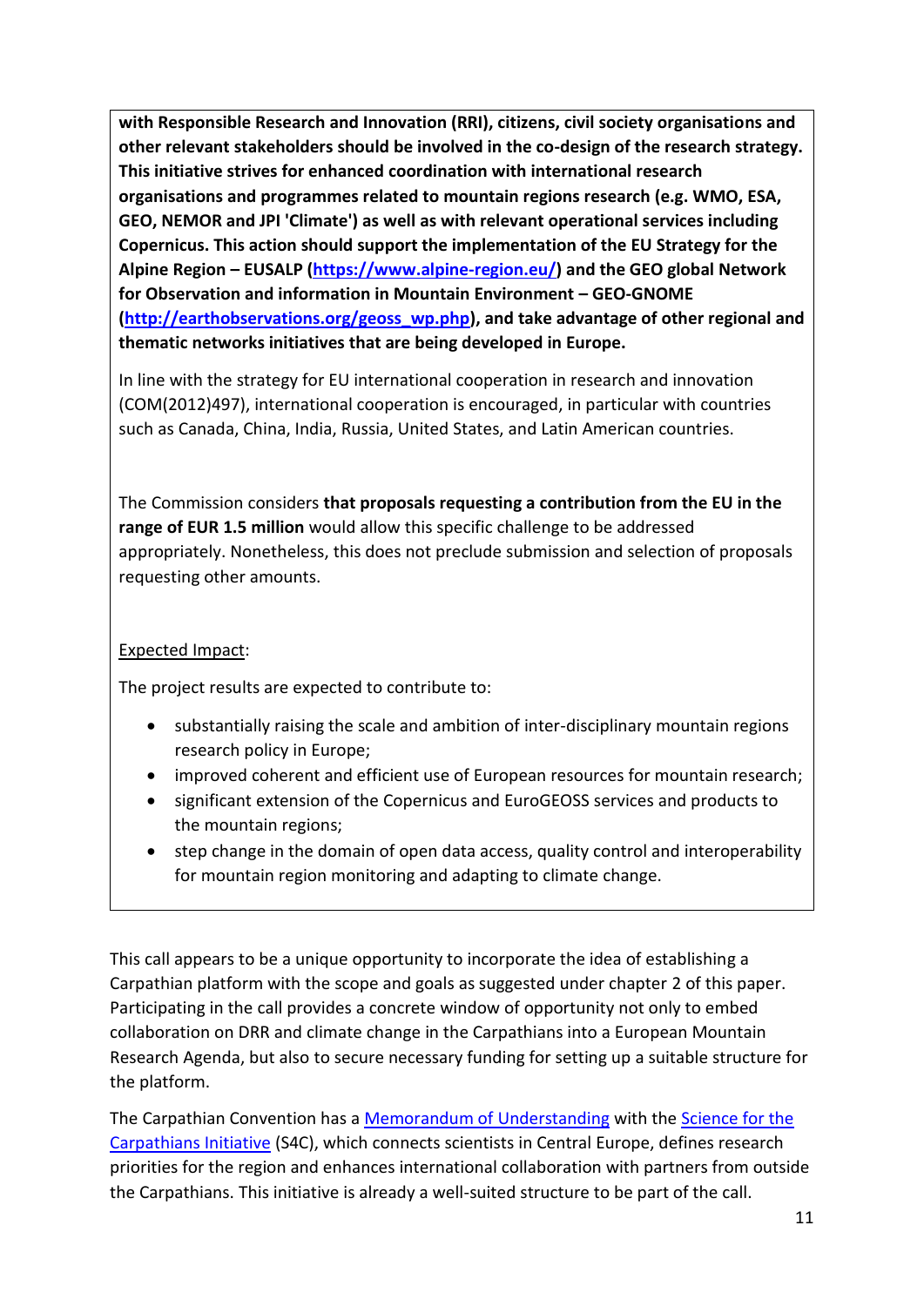**with Responsible Research and Innovation (RRI), citizens, civil society organisations and other relevant stakeholders should be involved in the co-design of the research strategy. This initiative strives for enhanced coordination with international research organisations and programmes related to mountain regions research (e.g. WMO, ESA, GEO, NEMOR and JPI 'Climate') as well as with relevant operational services including Copernicus. This action should support the implementation of the EU Strategy for the Alpine Region – EUSALP ([https://www.alpine-region.eu/](https://www.alpine-region.eu/)) and the GEO global Network for Observation and information in Mountain Environment – GEO-GNOME ([http://earthobservations.org/geoss_wp.php](http://earthobservations.org/geoss_wp.php)), and take advantage of other regional and thematic networks initiatives that are being developed in Europe.**

In line with the strategy for EU international cooperation in research and innovation (COM(2012)497), international cooperation is encouraged, in particular with countries such as Canada, China, India, Russia, United States, and Latin American countries.

The Commission considers **that proposals requesting a contribution from the EU in the range of EUR 1.5 million** would allow this specific challenge to be addressed appropriately. Nonetheless, this does not preclude submission and selection of proposals requesting other amounts.

Expected Impact:

The project results are expected to contribute to:

- substantially raising the scale and ambition of inter-disciplinary mountain regions research policy in Europe;
- improved coherent and efficient use of European resources for mountain research;
- significant extension of the Copernicus and EuroGEOSS services and products to the mountain regions;
- step change in the domain of open data access, quality control and interoperability for mountain region monitoring and adapting to climate change.

This call appears to be a unique opportunity to incorporate the idea of establishing a Carpathian platform with the scope and goals as suggested under chapter 2 of this paper. Participating in the call provides a concrete window of opportunity not only to embed collaboration on DRR and climate change in the Carpathians into a European Mountain Research Agenda, but also to secure necessary funding for setting up a suitable structure for the platform.

The Carpathian Convention has a Memorandum of Understanding with the Science for the Carpathians Initiative (S4C), which connects scientists in Central Europe, defines research priorities for the region and enhances international collaboration with partners from outside the Carpathians. This initiative is already a well-suited structure to be part of the call.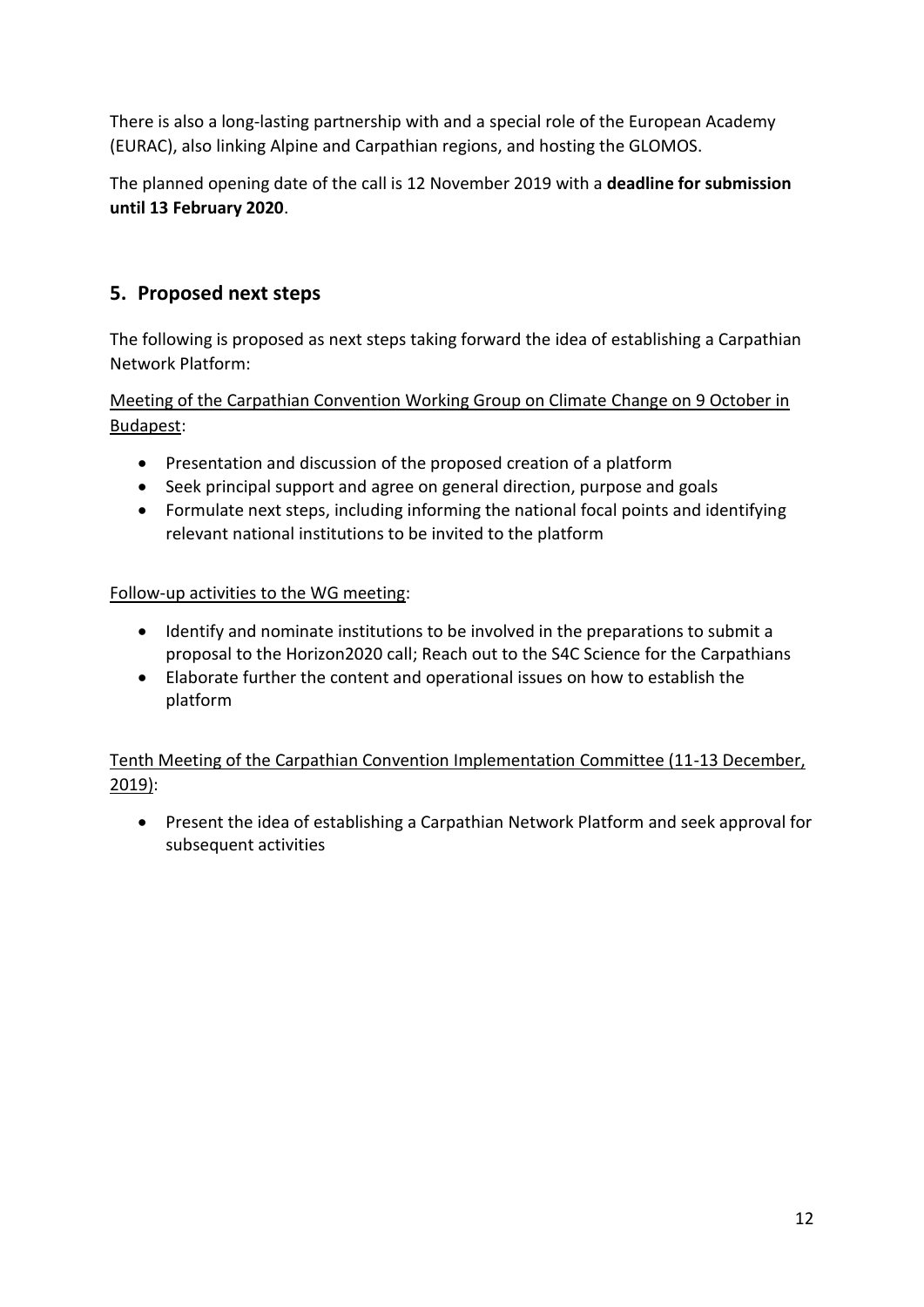There is also a long-lasting partnership with and a special role of the European Academy (EURAC), also linking Alpine and Carpathian regions, and hosting the GLOMOS.

The planned opening date of the call is 12 November 2019 with a **deadline for submission until 13 February 2020**.

## 5. Proposed next steps

The following is proposed as next steps taking forward the idea of establishing a Carpathian Network Platform:

<u>Meeting of the Carpathian Convention Working Group on Climate Change on 9 October in Budapest</u>:

- Presentation and discussion of the proposed creation of a platform
- Seek principal support and agree on general direction, purpose and goals
- Formulate next steps, including informing the national focal points and identifying relevant national institutions to be invited to the platform

<u>Follow-up activities to the WG meeting</u>:

- Identify and nominate institutions to be involved in the preparations to submit a proposal to the Horizon2020 call; Reach out to the S4C Science for the Carpathians
- Elaborate further the content and operational issues on how to establish the platform

<u>Tenth Meeting of the Carpathian Convention Implementation Committee (11-13 December, 2019)</u>:

- Present the idea of establishing a Carpathian Network Platform and seek approval for subsequent activities